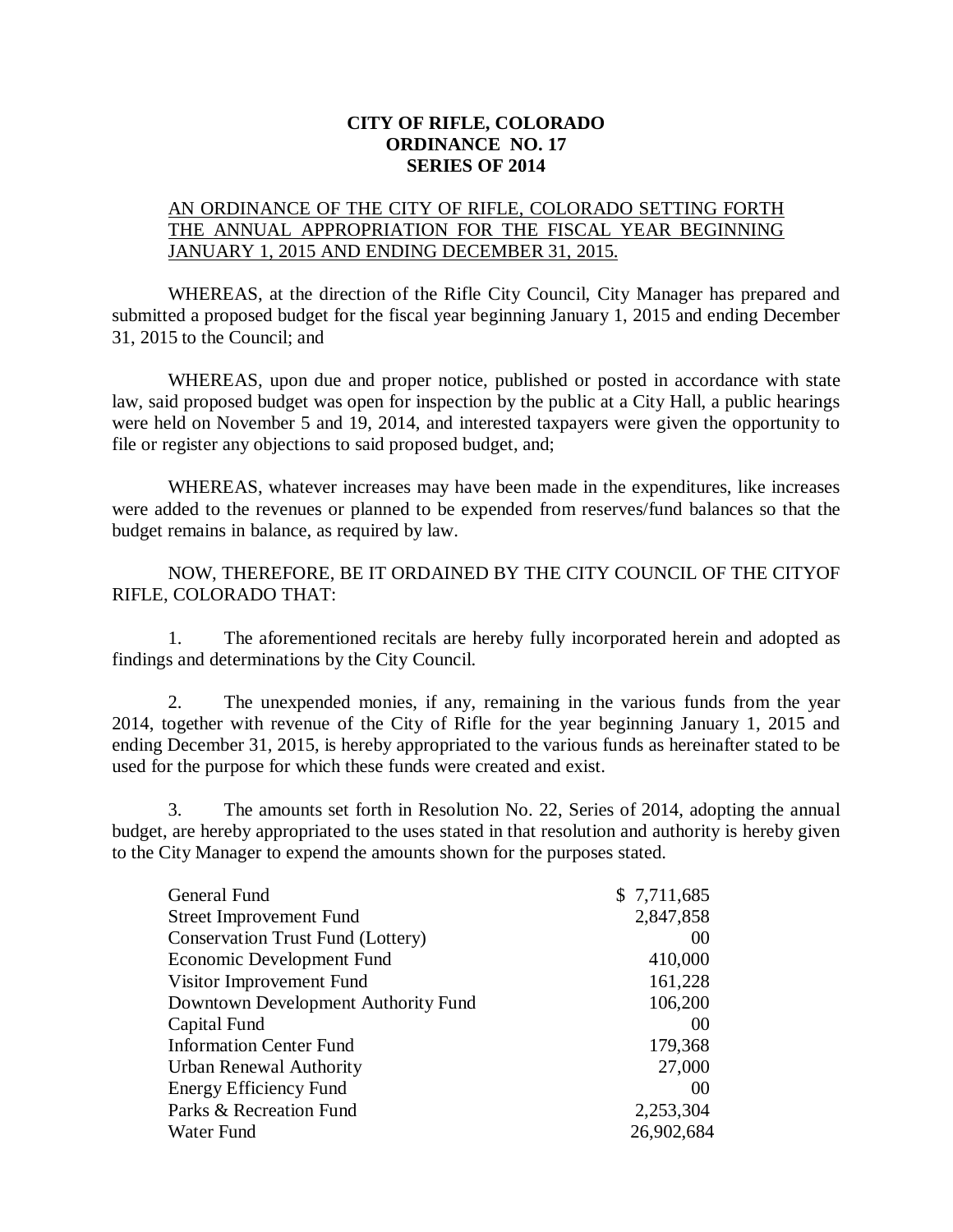**CITY OF RIFLE, COLORADO**
**ORDINANCE NO. 17**
**SERIES OF 2014**

AN ORDINANCE OF THE CITY OF RIFLE, COLORADO SETTING FORTH THE ANNUAL APPROPRIATION FOR THE FISCAL YEAR BEGINNING JANUARY 1, 2015 AND ENDING DECEMBER 31, 2015.

WHEREAS, at the direction of the Rifle City Council, City Manager has prepared and submitted a proposed budget for the fiscal year beginning January 1, 2015 and ending December 31, 2015 to the Council; and

WHEREAS, upon due and proper notice, published or posted in accordance with state law, said proposed budget was open for inspection by the public at a City Hall, a public hearings were held on November 5 and 19, 2014, and interested taxpayers were given the opportunity to file or register any objections to said proposed budget, and;

WHEREAS, whatever increases may have been made in the expenditures, like increases were added to the revenues or planned to be expended from reserves/fund balances so that the budget remains in balance, as required by law.

NOW, THEREFORE, BE IT ORDAINED BY THE CITY COUNCIL OF THE CITYOF RIFLE, COLORADO THAT:

1. The aforementioned recitals are hereby fully incorporated herein and adopted as findings and determinations by the City Council.

2. The unexpended monies, if any, remaining in the various funds from the year 2014, together with revenue of the City of Rifle for the year beginning January 1, 2015 and ending December 31, 2015, is hereby appropriated to the various funds as hereinafter stated to be used for the purpose for which these funds were created and exist.

3. The amounts set forth in Resolution No. 22, Series of 2014, adopting the annual budget, are hereby appropriated to the uses stated in that resolution and authority is hereby given to the City Manager to expend the amounts shown for the purposes stated.

| | |
|---|---|
| General Fund | $ 7,711,685 |
| Street Improvement Fund | 2,847,858 |
| Conservation Trust Fund (Lottery) | 00 |
| Economic Development Fund | 410,000 |
| Visitor Improvement Fund | 161,228 |
| Downtown Development Authority Fund | 106,200 |
| Capital Fund | 00 |
| Information Center Fund | 179,368 |
| Urban Renewal Authority | 27,000 |
| Energy Efficiency Fund | 00 |
| Parks & Recreation Fund | 2,253,304 |
| Water Fund | 26,902,684 |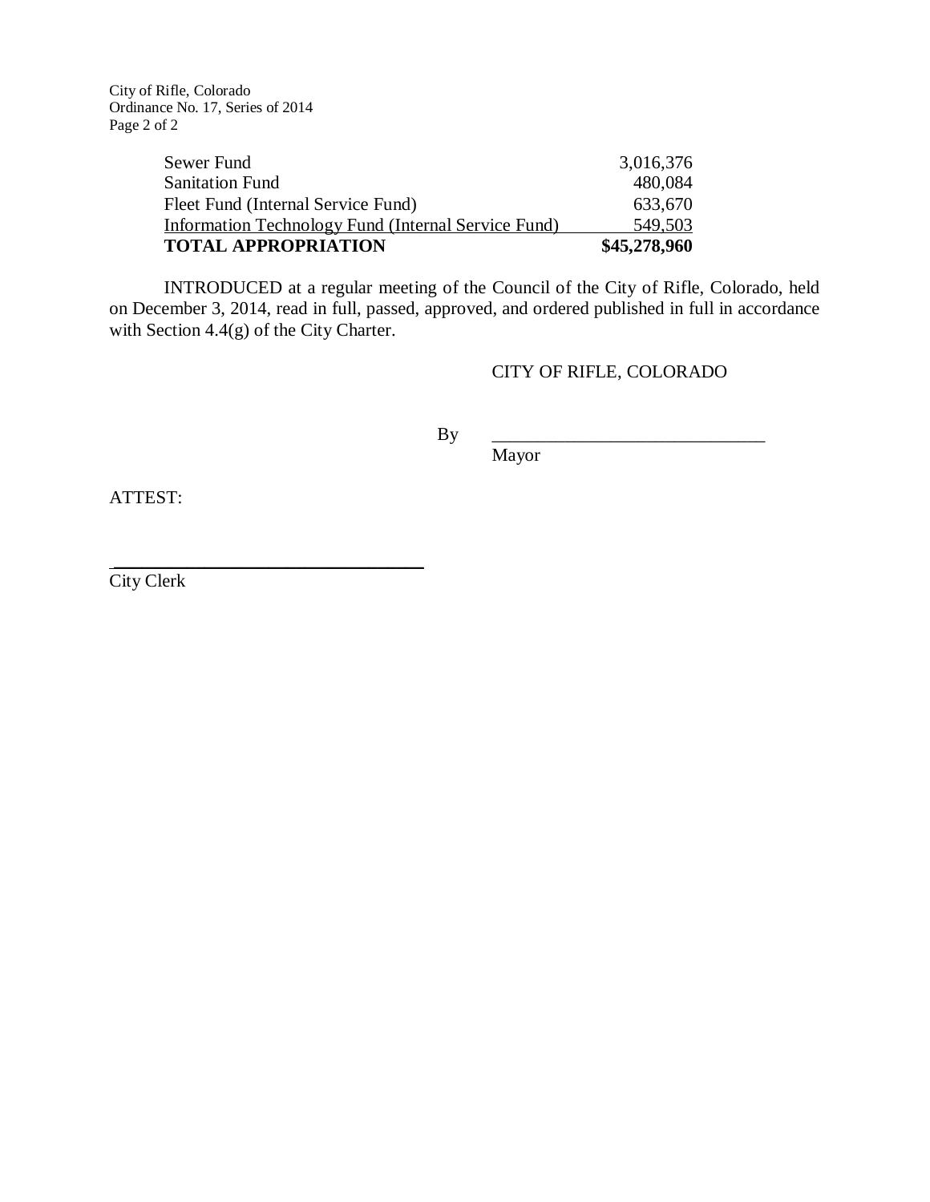| | |
|---|---|
| Sewer Fund | 3,016,376 |
| Sanitation Fund | 480,084 |
| Fleet Fund (Internal Service Fund) | 633,670 |
| Information Technology Fund (Internal Service Fund) | 549,503 |
| **TOTAL APPROPRIATION** | **$45,278,960** |

INTRODUCED at a regular meeting of the Council of the City of Rifle, Colorado, held on December 3, 2014, read in full, passed, approved, and ordered published in full in accordance with Section 4.4(g) of the City Charter.

CITY OF RIFLE, COLORADO

By ______________________________
Mayor

ATTEST:

______________________________
City Clerk